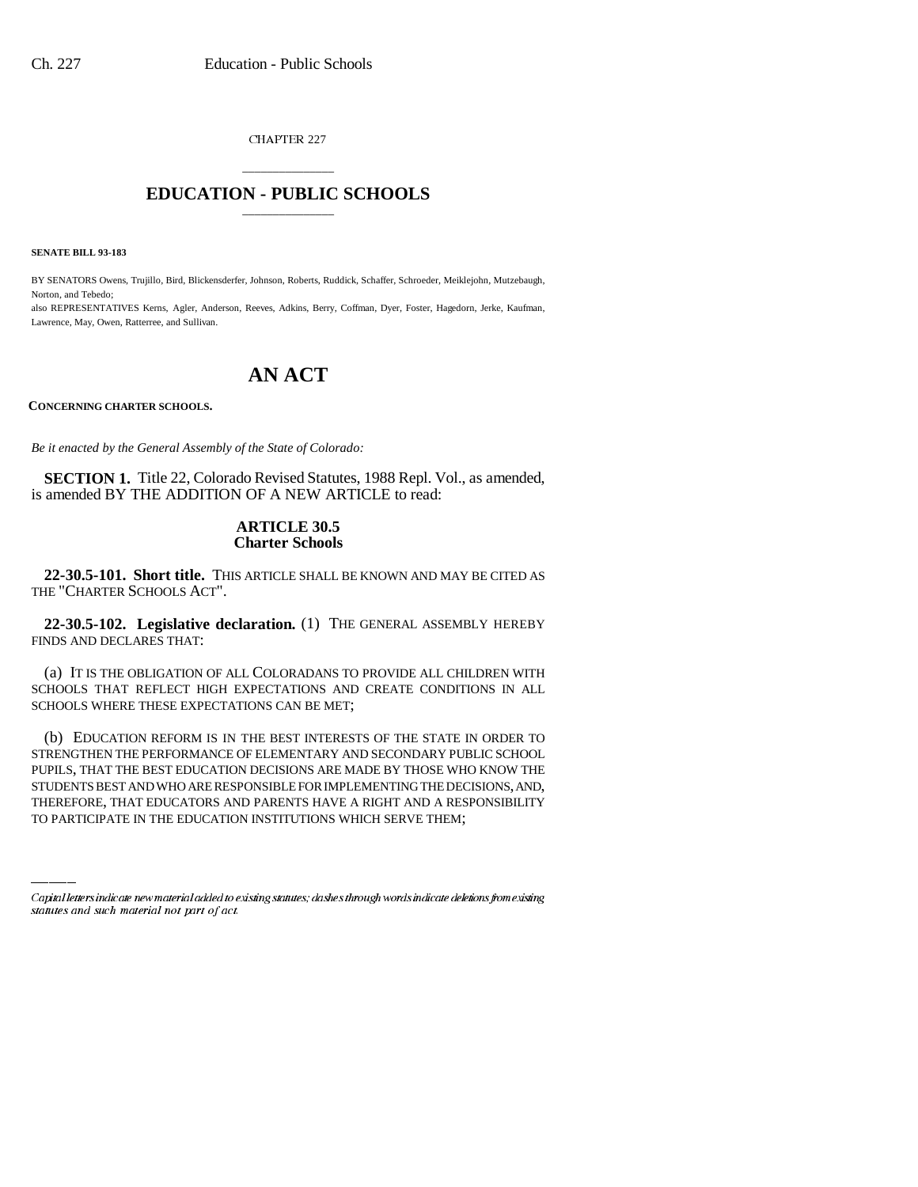CHAPTER 227

# EDUCATION - PUBLIC SCHOOLS

**SENATE BILL 93-183**

BY SENATORS Owens, Trujillo, Bird, Blickensderfer, Johnson, Roberts, Ruddick, Schaffer, Schroeder, Meiklejohn, Mutzebaugh, Norton, and Tebedo;

also REPRESENTATIVES Kerns, Agler, Anderson, Reeves, Adkins, Berry, Coffman, Dyer, Foster, Hagedorn, Jerke, Kaufman, Lawrence, May, Owen, Ratterree, and Sullivan.

# AN ACT

**CONCERNING CHARTER SCHOOLS.**

*Be it enacted by the General Assembly of the State of Colorado:*

**SECTION 1.** Title 22, Colorado Revised Statutes, 1988 Repl. Vol., as amended, is amended BY THE ADDITION OF A NEW ARTICLE to read:

## ARTICLE 30.5
## Charter Schools

**22-30.5-101. Short title.** THIS ARTICLE SHALL BE KNOWN AND MAY BE CITED AS THE "CHARTER SCHOOLS ACT".

**22-30.5-102. Legislative declaration.** (1) THE GENERAL ASSEMBLY HEREBY FINDS AND DECLARES THAT:

(a) IT IS THE OBLIGATION OF ALL COLORADANS TO PROVIDE ALL CHILDREN WITH SCHOOLS THAT REFLECT HIGH EXPECTATIONS AND CREATE CONDITIONS IN ALL SCHOOLS WHERE THESE EXPECTATIONS CAN BE MET;

(b) EDUCATION REFORM IS IN THE BEST INTERESTS OF THE STATE IN ORDER TO STRENGTHEN THE PERFORMANCE OF ELEMENTARY AND SECONDARY PUBLIC SCHOOL PUPILS, THAT THE BEST EDUCATION DECISIONS ARE MADE BY THOSE WHO KNOW THE STUDENTS BEST AND WHO ARE RESPONSIBLE FOR IMPLEMENTING THE DECISIONS, AND, THEREFORE, THAT EDUCATORS AND PARENTS HAVE A RIGHT AND A RESPONSIBILITY TO PARTICIPATE IN THE EDUCATION INSTITUTIONS WHICH SERVE THEM;

Capital letters indicate new material added to existing statutes; dashes through words indicate deletions from existing statutes and such material not part of act.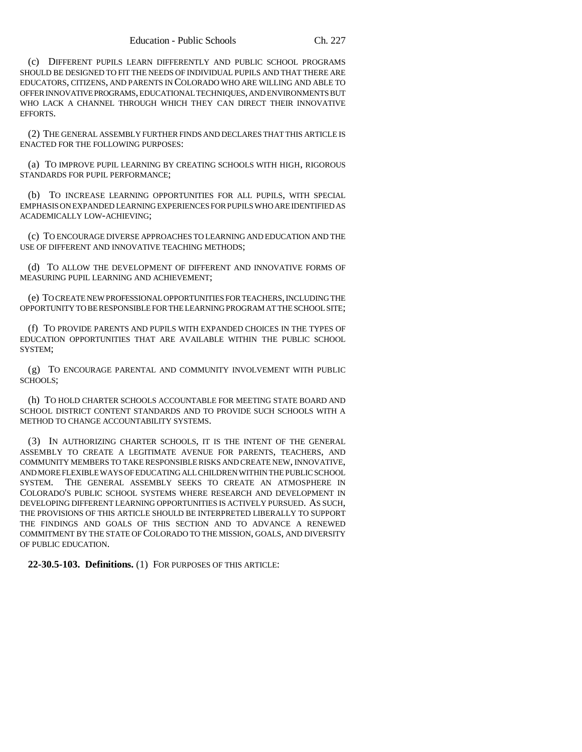(c) DIFFERENT PUPILS LEARN DIFFERENTLY AND PUBLIC SCHOOL PROGRAMS SHOULD BE DESIGNED TO FIT THE NEEDS OF INDIVIDUAL PUPILS AND THAT THERE ARE EDUCATORS, CITIZENS, AND PARENTS IN COLORADO WHO ARE WILLING AND ABLE TO OFFER INNOVATIVE PROGRAMS, EDUCATIONAL TECHNIQUES, AND ENVIRONMENTS BUT WHO LACK A CHANNEL THROUGH WHICH THEY CAN DIRECT THEIR INNOVATIVE EFFORTS.

(2) THE GENERAL ASSEMBLY FURTHER FINDS AND DECLARES THAT THIS ARTICLE IS ENACTED FOR THE FOLLOWING PURPOSES:

(a) TO IMPROVE PUPIL LEARNING BY CREATING SCHOOLS WITH HIGH, RIGOROUS STANDARDS FOR PUPIL PERFORMANCE;

(b) TO INCREASE LEARNING OPPORTUNITIES FOR ALL PUPILS, WITH SPECIAL EMPHASIS ON EXPANDED LEARNING EXPERIENCES FOR PUPILS WHO ARE IDENTIFIED AS ACADEMICALLY LOW-ACHIEVING;

(c) TO ENCOURAGE DIVERSE APPROACHES TO LEARNING AND EDUCATION AND THE USE OF DIFFERENT AND INNOVATIVE TEACHING METHODS;

(d) TO ALLOW THE DEVELOPMENT OF DIFFERENT AND INNOVATIVE FORMS OF MEASURING PUPIL LEARNING AND ACHIEVEMENT;

(e) TO CREATE NEW PROFESSIONAL OPPORTUNITIES FOR TEACHERS, INCLUDING THE OPPORTUNITY TO BE RESPONSIBLE FOR THE LEARNING PROGRAM AT THE SCHOOL SITE;

(f) TO PROVIDE PARENTS AND PUPILS WITH EXPANDED CHOICES IN THE TYPES OF EDUCATION OPPORTUNITIES THAT ARE AVAILABLE WITHIN THE PUBLIC SCHOOL SYSTEM;

(g) TO ENCOURAGE PARENTAL AND COMMUNITY INVOLVEMENT WITH PUBLIC SCHOOLS;

(h) TO HOLD CHARTER SCHOOLS ACCOUNTABLE FOR MEETING STATE BOARD AND SCHOOL DISTRICT CONTENT STANDARDS AND TO PROVIDE SUCH SCHOOLS WITH A METHOD TO CHANGE ACCOUNTABILITY SYSTEMS.

(3) IN AUTHORIZING CHARTER SCHOOLS, IT IS THE INTENT OF THE GENERAL ASSEMBLY TO CREATE A LEGITIMATE AVENUE FOR PARENTS, TEACHERS, AND COMMUNITY MEMBERS TO TAKE RESPONSIBLE RISKS AND CREATE NEW, INNOVATIVE, AND MORE FLEXIBLE WAYS OF EDUCATING ALL CHILDREN WITHIN THE PUBLIC SCHOOL SYSTEM. THE GENERAL ASSEMBLY SEEKS TO CREATE AN ATMOSPHERE IN COLORADO'S PUBLIC SCHOOL SYSTEMS WHERE RESEARCH AND DEVELOPMENT IN DEVELOPING DIFFERENT LEARNING OPPORTUNITIES IS ACTIVELY PURSUED. AS SUCH, THE PROVISIONS OF THIS ARTICLE SHOULD BE INTERPRETED LIBERALLY TO SUPPORT THE FINDINGS AND GOALS OF THIS SECTION AND TO ADVANCE A RENEWED COMMITMENT BY THE STATE OF COLORADO TO THE MISSION, GOALS, AND DIVERSITY OF PUBLIC EDUCATION.

**22-30.5-103. Definitions.** (1) FOR PURPOSES OF THIS ARTICLE: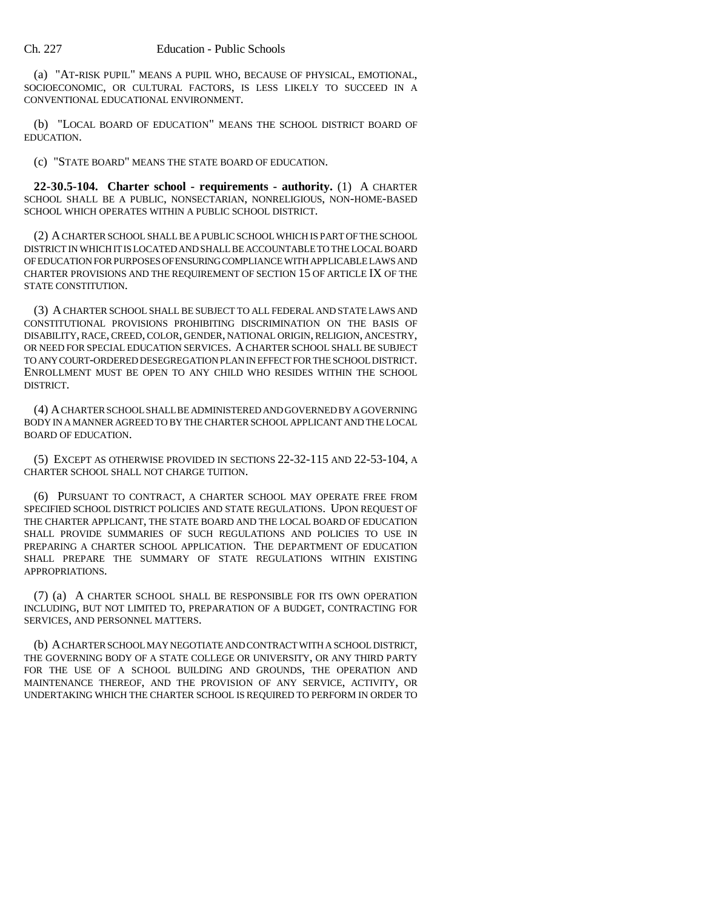(a) "AT-RISK PUPIL" MEANS A PUPIL WHO, BECAUSE OF PHYSICAL, EMOTIONAL, SOCIOECONOMIC, OR CULTURAL FACTORS, IS LESS LIKELY TO SUCCEED IN A CONVENTIONAL EDUCATIONAL ENVIRONMENT.

(b) "LOCAL BOARD OF EDUCATION" MEANS THE SCHOOL DISTRICT BOARD OF EDUCATION.

(c) "STATE BOARD" MEANS THE STATE BOARD OF EDUCATION.

**22-30.5-104. Charter school - requirements - authority.** (1) A CHARTER SCHOOL SHALL BE A PUBLIC, NONSECTARIAN, NONRELIGIOUS, NON-HOME-BASED SCHOOL WHICH OPERATES WITHIN A PUBLIC SCHOOL DISTRICT.

(2) A CHARTER SCHOOL SHALL BE A PUBLIC SCHOOL WHICH IS PART OF THE SCHOOL DISTRICT IN WHICH IT IS LOCATED AND SHALL BE ACCOUNTABLE TO THE LOCAL BOARD OF EDUCATION FOR PURPOSES OF ENSURING COMPLIANCE WITH APPLICABLE LAWS AND CHARTER PROVISIONS AND THE REQUIREMENT OF SECTION 15 OF ARTICLE IX OF THE STATE CONSTITUTION.

(3) A CHARTER SCHOOL SHALL BE SUBJECT TO ALL FEDERAL AND STATE LAWS AND CONSTITUTIONAL PROVISIONS PROHIBITING DISCRIMINATION ON THE BASIS OF DISABILITY, RACE, CREED, COLOR, GENDER, NATIONAL ORIGIN, RELIGION, ANCESTRY, OR NEED FOR SPECIAL EDUCATION SERVICES. A CHARTER SCHOOL SHALL BE SUBJECT TO ANY COURT-ORDERED DESEGREGATION PLAN IN EFFECT FOR THE SCHOOL DISTRICT. ENROLLMENT MUST BE OPEN TO ANY CHILD WHO RESIDES WITHIN THE SCHOOL DISTRICT.

(4) A CHARTER SCHOOL SHALL BE ADMINISTERED AND GOVERNED BY A GOVERNING BODY IN A MANNER AGREED TO BY THE CHARTER SCHOOL APPLICANT AND THE LOCAL BOARD OF EDUCATION.

(5) EXCEPT AS OTHERWISE PROVIDED IN SECTIONS 22-32-115 AND 22-53-104, A CHARTER SCHOOL SHALL NOT CHARGE TUITION.

(6) PURSUANT TO CONTRACT, A CHARTER SCHOOL MAY OPERATE FREE FROM SPECIFIED SCHOOL DISTRICT POLICIES AND STATE REGULATIONS. UPON REQUEST OF THE CHARTER APPLICANT, THE STATE BOARD AND THE LOCAL BOARD OF EDUCATION SHALL PROVIDE SUMMARIES OF SUCH REGULATIONS AND POLICIES TO USE IN PREPARING A CHARTER SCHOOL APPLICATION. THE DEPARTMENT OF EDUCATION SHALL PREPARE THE SUMMARY OF STATE REGULATIONS WITHIN EXISTING APPROPRIATIONS.

(7) (a) A CHARTER SCHOOL SHALL BE RESPONSIBLE FOR ITS OWN OPERATION INCLUDING, BUT NOT LIMITED TO, PREPARATION OF A BUDGET, CONTRACTING FOR SERVICES, AND PERSONNEL MATTERS.

(b) A CHARTER SCHOOL MAY NEGOTIATE AND CONTRACT WITH A SCHOOL DISTRICT, THE GOVERNING BODY OF A STATE COLLEGE OR UNIVERSITY, OR ANY THIRD PARTY FOR THE USE OF A SCHOOL BUILDING AND GROUNDS, THE OPERATION AND MAINTENANCE THEREOF, AND THE PROVISION OF ANY SERVICE, ACTIVITY, OR UNDERTAKING WHICH THE CHARTER SCHOOL IS REQUIRED TO PERFORM IN ORDER TO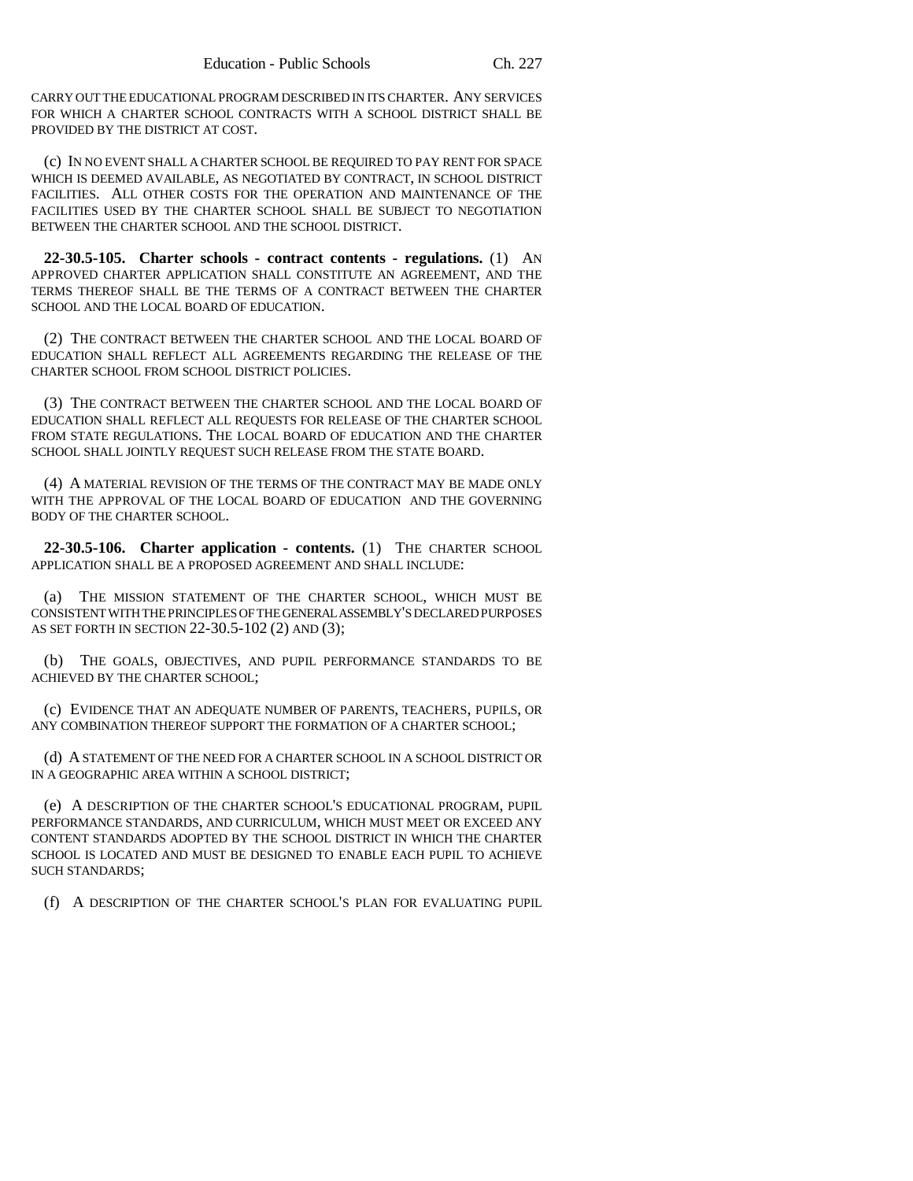CARRY OUT THE EDUCATIONAL PROGRAM DESCRIBED IN ITS CHARTER. ANY SERVICES FOR WHICH A CHARTER SCHOOL CONTRACTS WITH A SCHOOL DISTRICT SHALL BE PROVIDED BY THE DISTRICT AT COST.

(c) IN NO EVENT SHALL A CHARTER SCHOOL BE REQUIRED TO PAY RENT FOR SPACE WHICH IS DEEMED AVAILABLE, AS NEGOTIATED BY CONTRACT, IN SCHOOL DISTRICT FACILITIES. ALL OTHER COSTS FOR THE OPERATION AND MAINTENANCE OF THE FACILITIES USED BY THE CHARTER SCHOOL SHALL BE SUBJECT TO NEGOTIATION BETWEEN THE CHARTER SCHOOL AND THE SCHOOL DISTRICT.

**22-30.5-105. Charter schools - contract contents - regulations.** (1) AN APPROVED CHARTER APPLICATION SHALL CONSTITUTE AN AGREEMENT, AND THE TERMS THEREOF SHALL BE THE TERMS OF A CONTRACT BETWEEN THE CHARTER SCHOOL AND THE LOCAL BOARD OF EDUCATION.

(2) THE CONTRACT BETWEEN THE CHARTER SCHOOL AND THE LOCAL BOARD OF EDUCATION SHALL REFLECT ALL AGREEMENTS REGARDING THE RELEASE OF THE CHARTER SCHOOL FROM SCHOOL DISTRICT POLICIES.

(3) THE CONTRACT BETWEEN THE CHARTER SCHOOL AND THE LOCAL BOARD OF EDUCATION SHALL REFLECT ALL REQUESTS FOR RELEASE OF THE CHARTER SCHOOL FROM STATE REGULATIONS. THE LOCAL BOARD OF EDUCATION AND THE CHARTER SCHOOL SHALL JOINTLY REQUEST SUCH RELEASE FROM THE STATE BOARD.

(4) A MATERIAL REVISION OF THE TERMS OF THE CONTRACT MAY BE MADE ONLY WITH THE APPROVAL OF THE LOCAL BOARD OF EDUCATION AND THE GOVERNING BODY OF THE CHARTER SCHOOL.

**22-30.5-106. Charter application - contents.** (1) THE CHARTER SCHOOL APPLICATION SHALL BE A PROPOSED AGREEMENT AND SHALL INCLUDE:

(a) THE MISSION STATEMENT OF THE CHARTER SCHOOL, WHICH MUST BE CONSISTENT WITH THE PRINCIPLES OF THE GENERAL ASSEMBLY'S DECLARED PURPOSES AS SET FORTH IN SECTION 22-30.5-102 (2) AND (3);

(b) THE GOALS, OBJECTIVES, AND PUPIL PERFORMANCE STANDARDS TO BE ACHIEVED BY THE CHARTER SCHOOL;

(c) EVIDENCE THAT AN ADEQUATE NUMBER OF PARENTS, TEACHERS, PUPILS, OR ANY COMBINATION THEREOF SUPPORT THE FORMATION OF A CHARTER SCHOOL;

(d) A STATEMENT OF THE NEED FOR A CHARTER SCHOOL IN A SCHOOL DISTRICT OR IN A GEOGRAPHIC AREA WITHIN A SCHOOL DISTRICT;

(e) A DESCRIPTION OF THE CHARTER SCHOOL'S EDUCATIONAL PROGRAM, PUPIL PERFORMANCE STANDARDS, AND CURRICULUM, WHICH MUST MEET OR EXCEED ANY CONTENT STANDARDS ADOPTED BY THE SCHOOL DISTRICT IN WHICH THE CHARTER SCHOOL IS LOCATED AND MUST BE DESIGNED TO ENABLE EACH PUPIL TO ACHIEVE SUCH STANDARDS;

(f) A DESCRIPTION OF THE CHARTER SCHOOL'S PLAN FOR EVALUATING PUPIL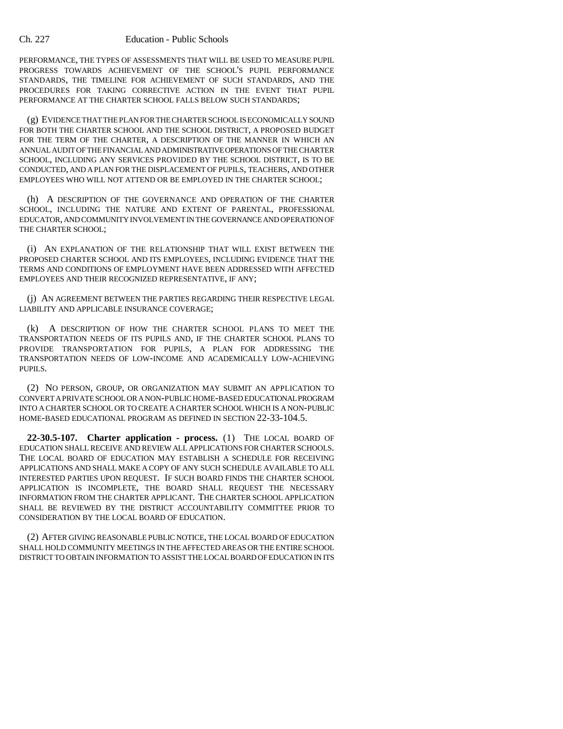PERFORMANCE, THE TYPES OF ASSESSMENTS THAT WILL BE USED TO MEASURE PUPIL PROGRESS TOWARDS ACHIEVEMENT OF THE SCHOOL'S PUPIL PERFORMANCE STANDARDS, THE TIMELINE FOR ACHIEVEMENT OF SUCH STANDARDS, AND THE PROCEDURES FOR TAKING CORRECTIVE ACTION IN THE EVENT THAT PUPIL PERFORMANCE AT THE CHARTER SCHOOL FALLS BELOW SUCH STANDARDS;

(g) EVIDENCE THAT THE PLAN FOR THE CHARTER SCHOOL IS ECONOMICALLY SOUND FOR BOTH THE CHARTER SCHOOL AND THE SCHOOL DISTRICT, A PROPOSED BUDGET FOR THE TERM OF THE CHARTER, A DESCRIPTION OF THE MANNER IN WHICH AN ANNUAL AUDIT OF THE FINANCIAL AND ADMINISTRATIVE OPERATIONS OF THE CHARTER SCHOOL, INCLUDING ANY SERVICES PROVIDED BY THE SCHOOL DISTRICT, IS TO BE CONDUCTED, AND A PLAN FOR THE DISPLACEMENT OF PUPILS, TEACHERS, AND OTHER EMPLOYEES WHO WILL NOT ATTEND OR BE EMPLOYED IN THE CHARTER SCHOOL;

(h) A DESCRIPTION OF THE GOVERNANCE AND OPERATION OF THE CHARTER SCHOOL, INCLUDING THE NATURE AND EXTENT OF PARENTAL, PROFESSIONAL EDUCATOR, AND COMMUNITY INVOLVEMENT IN THE GOVERNANCE AND OPERATION OF THE CHARTER SCHOOL;

(i) AN EXPLANATION OF THE RELATIONSHIP THAT WILL EXIST BETWEEN THE PROPOSED CHARTER SCHOOL AND ITS EMPLOYEES, INCLUDING EVIDENCE THAT THE TERMS AND CONDITIONS OF EMPLOYMENT HAVE BEEN ADDRESSED WITH AFFECTED EMPLOYEES AND THEIR RECOGNIZED REPRESENTATIVE, IF ANY;

(j) AN AGREEMENT BETWEEN THE PARTIES REGARDING THEIR RESPECTIVE LEGAL LIABILITY AND APPLICABLE INSURANCE COVERAGE;

(k) A DESCRIPTION OF HOW THE CHARTER SCHOOL PLANS TO MEET THE TRANSPORTATION NEEDS OF ITS PUPILS AND, IF THE CHARTER SCHOOL PLANS TO PROVIDE TRANSPORTATION FOR PUPILS, A PLAN FOR ADDRESSING THE TRANSPORTATION NEEDS OF LOW-INCOME AND ACADEMICALLY LOW-ACHIEVING PUPILS.

(2) NO PERSON, GROUP, OR ORGANIZATION MAY SUBMIT AN APPLICATION TO CONVERT A PRIVATE SCHOOL OR A NON-PUBLIC HOME-BASED EDUCATIONAL PROGRAM INTO A CHARTER SCHOOL OR TO CREATE A CHARTER SCHOOL WHICH IS A NON-PUBLIC HOME-BASED EDUCATIONAL PROGRAM AS DEFINED IN SECTION 22-33-104.5.

**22-30.5-107. Charter application - process.** (1) THE LOCAL BOARD OF EDUCATION SHALL RECEIVE AND REVIEW ALL APPLICATIONS FOR CHARTER SCHOOLS. THE LOCAL BOARD OF EDUCATION MAY ESTABLISH A SCHEDULE FOR RECEIVING APPLICATIONS AND SHALL MAKE A COPY OF ANY SUCH SCHEDULE AVAILABLE TO ALL INTERESTED PARTIES UPON REQUEST. IF SUCH BOARD FINDS THE CHARTER SCHOOL APPLICATION IS INCOMPLETE, THE BOARD SHALL REQUEST THE NECESSARY INFORMATION FROM THE CHARTER APPLICANT. THE CHARTER SCHOOL APPLICATION SHALL BE REVIEWED BY THE DISTRICT ACCOUNTABILITY COMMITTEE PRIOR TO CONSIDERATION BY THE LOCAL BOARD OF EDUCATION.

(2) AFTER GIVING REASONABLE PUBLIC NOTICE, THE LOCAL BOARD OF EDUCATION SHALL HOLD COMMUNITY MEETINGS IN THE AFFECTED AREAS OR THE ENTIRE SCHOOL DISTRICT TO OBTAIN INFORMATION TO ASSIST THE LOCAL BOARD OF EDUCATION IN ITS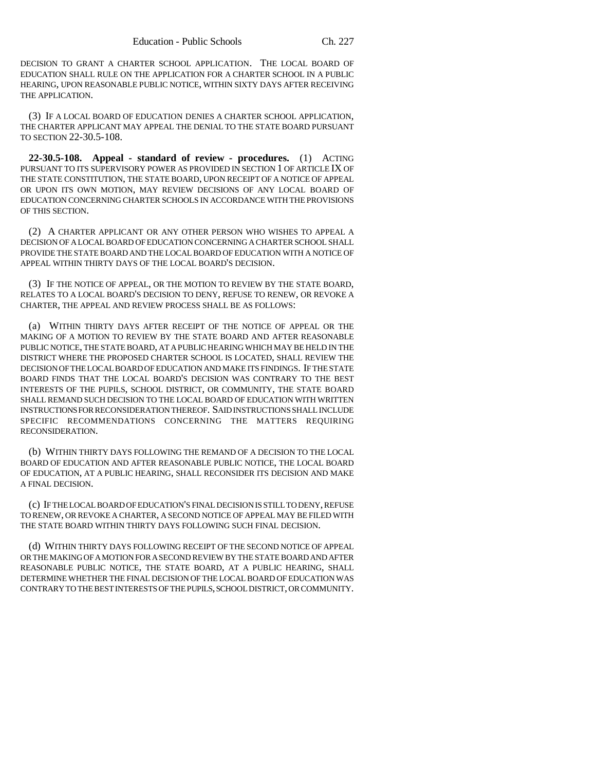DECISION TO GRANT A CHARTER SCHOOL APPLICATION. THE LOCAL BOARD OF EDUCATION SHALL RULE ON THE APPLICATION FOR A CHARTER SCHOOL IN A PUBLIC HEARING, UPON REASONABLE PUBLIC NOTICE, WITHIN SIXTY DAYS AFTER RECEIVING THE APPLICATION.

(3) IF A LOCAL BOARD OF EDUCATION DENIES A CHARTER SCHOOL APPLICATION, THE CHARTER APPLICANT MAY APPEAL THE DENIAL TO THE STATE BOARD PURSUANT TO SECTION 22-30.5-108.

**22-30.5-108. Appeal - standard of review - procedures.** (1) ACTING PURSUANT TO ITS SUPERVISORY POWER AS PROVIDED IN SECTION 1 OF ARTICLE IX OF THE STATE CONSTITUTION, THE STATE BOARD, UPON RECEIPT OF A NOTICE OF APPEAL OR UPON ITS OWN MOTION, MAY REVIEW DECISIONS OF ANY LOCAL BOARD OF EDUCATION CONCERNING CHARTER SCHOOLS IN ACCORDANCE WITH THE PROVISIONS OF THIS SECTION.

(2) A CHARTER APPLICANT OR ANY OTHER PERSON WHO WISHES TO APPEAL A DECISION OF A LOCAL BOARD OF EDUCATION CONCERNING A CHARTER SCHOOL SHALL PROVIDE THE STATE BOARD AND THE LOCAL BOARD OF EDUCATION WITH A NOTICE OF APPEAL WITHIN THIRTY DAYS OF THE LOCAL BOARD'S DECISION.

(3) IF THE NOTICE OF APPEAL, OR THE MOTION TO REVIEW BY THE STATE BOARD, RELATES TO A LOCAL BOARD'S DECISION TO DENY, REFUSE TO RENEW, OR REVOKE A CHARTER, THE APPEAL AND REVIEW PROCESS SHALL BE AS FOLLOWS:

(a) WITHIN THIRTY DAYS AFTER RECEIPT OF THE NOTICE OF APPEAL OR THE MAKING OF A MOTION TO REVIEW BY THE STATE BOARD AND AFTER REASONABLE PUBLIC NOTICE, THE STATE BOARD, AT A PUBLIC HEARING WHICH MAY BE HELD IN THE DISTRICT WHERE THE PROPOSED CHARTER SCHOOL IS LOCATED, SHALL REVIEW THE DECISION OF THE LOCAL BOARD OF EDUCATION AND MAKE ITS FINDINGS. IF THE STATE BOARD FINDS THAT THE LOCAL BOARD'S DECISION WAS CONTRARY TO THE BEST INTERESTS OF THE PUPILS, SCHOOL DISTRICT, OR COMMUNITY, THE STATE BOARD SHALL REMAND SUCH DECISION TO THE LOCAL BOARD OF EDUCATION WITH WRITTEN INSTRUCTIONS FOR RECONSIDERATION THEREOF. SAID INSTRUCTIONS SHALL INCLUDE SPECIFIC RECOMMENDATIONS CONCERNING THE MATTERS REQUIRING RECONSIDERATION.

(b) WITHIN THIRTY DAYS FOLLOWING THE REMAND OF A DECISION TO THE LOCAL BOARD OF EDUCATION AND AFTER REASONABLE PUBLIC NOTICE, THE LOCAL BOARD OF EDUCATION, AT A PUBLIC HEARING, SHALL RECONSIDER ITS DECISION AND MAKE A FINAL DECISION.

(c) IF THE LOCAL BOARD OF EDUCATION'S FINAL DECISION IS STILL TO DENY, REFUSE TO RENEW, OR REVOKE A CHARTER, A SECOND NOTICE OF APPEAL MAY BE FILED WITH THE STATE BOARD WITHIN THIRTY DAYS FOLLOWING SUCH FINAL DECISION.

(d) WITHIN THIRTY DAYS FOLLOWING RECEIPT OF THE SECOND NOTICE OF APPEAL OR THE MAKING OF A MOTION FOR A SECOND REVIEW BY THE STATE BOARD AND AFTER REASONABLE PUBLIC NOTICE, THE STATE BOARD, AT A PUBLIC HEARING, SHALL DETERMINE WHETHER THE FINAL DECISION OF THE LOCAL BOARD OF EDUCATION WAS CONTRARY TO THE BEST INTERESTS OF THE PUPILS, SCHOOL DISTRICT, OR COMMUNITY.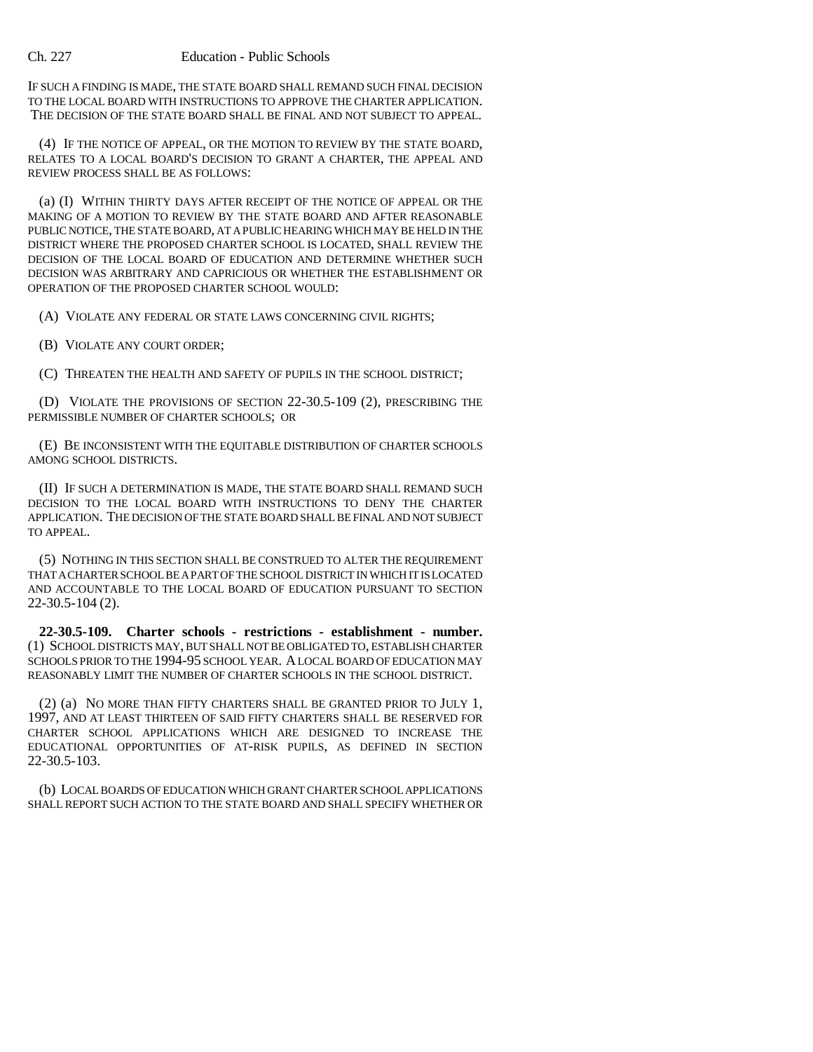IF SUCH A FINDING IS MADE, THE STATE BOARD SHALL REMAND SUCH FINAL DECISION TO THE LOCAL BOARD WITH INSTRUCTIONS TO APPROVE THE CHARTER APPLICATION. THE DECISION OF THE STATE BOARD SHALL BE FINAL AND NOT SUBJECT TO APPEAL.

(4) IF THE NOTICE OF APPEAL, OR THE MOTION TO REVIEW BY THE STATE BOARD, RELATES TO A LOCAL BOARD'S DECISION TO GRANT A CHARTER, THE APPEAL AND REVIEW PROCESS SHALL BE AS FOLLOWS:

(a) (I) WITHIN THIRTY DAYS AFTER RECEIPT OF THE NOTICE OF APPEAL OR THE MAKING OF A MOTION TO REVIEW BY THE STATE BOARD AND AFTER REASONABLE PUBLIC NOTICE, THE STATE BOARD, AT A PUBLIC HEARING WHICH MAY BE HELD IN THE DISTRICT WHERE THE PROPOSED CHARTER SCHOOL IS LOCATED, SHALL REVIEW THE DECISION OF THE LOCAL BOARD OF EDUCATION AND DETERMINE WHETHER SUCH DECISION WAS ARBITRARY AND CAPRICIOUS OR WHETHER THE ESTABLISHMENT OR OPERATION OF THE PROPOSED CHARTER SCHOOL WOULD:

(A) VIOLATE ANY FEDERAL OR STATE LAWS CONCERNING CIVIL RIGHTS;

(B) VIOLATE ANY COURT ORDER;

(C) THREATEN THE HEALTH AND SAFETY OF PUPILS IN THE SCHOOL DISTRICT;

(D) VIOLATE THE PROVISIONS OF SECTION 22-30.5-109 (2), PRESCRIBING THE PERMISSIBLE NUMBER OF CHARTER SCHOOLS; OR

(E) BE INCONSISTENT WITH THE EQUITABLE DISTRIBUTION OF CHARTER SCHOOLS AMONG SCHOOL DISTRICTS.

(II) IF SUCH A DETERMINATION IS MADE, THE STATE BOARD SHALL REMAND SUCH DECISION TO THE LOCAL BOARD WITH INSTRUCTIONS TO DENY THE CHARTER APPLICATION. THE DECISION OF THE STATE BOARD SHALL BE FINAL AND NOT SUBJECT TO APPEAL.

(5) NOTHING IN THIS SECTION SHALL BE CONSTRUED TO ALTER THE REQUIREMENT THAT A CHARTER SCHOOL BE A PART OF THE SCHOOL DISTRICT IN WHICH IT IS LOCATED AND ACCOUNTABLE TO THE LOCAL BOARD OF EDUCATION PURSUANT TO SECTION 22-30.5-104 (2).

**22-30.5-109. Charter schools - restrictions - establishment - number.** (1) SCHOOL DISTRICTS MAY, BUT SHALL NOT BE OBLIGATED TO, ESTABLISH CHARTER SCHOOLS PRIOR TO THE 1994-95 SCHOOL YEAR. A LOCAL BOARD OF EDUCATION MAY REASONABLY LIMIT THE NUMBER OF CHARTER SCHOOLS IN THE SCHOOL DISTRICT.

(2) (a) NO MORE THAN FIFTY CHARTERS SHALL BE GRANTED PRIOR TO JULY 1, 1997, AND AT LEAST THIRTEEN OF SAID FIFTY CHARTERS SHALL BE RESERVED FOR CHARTER SCHOOL APPLICATIONS WHICH ARE DESIGNED TO INCREASE THE EDUCATIONAL OPPORTUNITIES OF AT-RISK PUPILS, AS DEFINED IN SECTION 22-30.5-103.

(b) LOCAL BOARDS OF EDUCATION WHICH GRANT CHARTER SCHOOL APPLICATIONS SHALL REPORT SUCH ACTION TO THE STATE BOARD AND SHALL SPECIFY WHETHER OR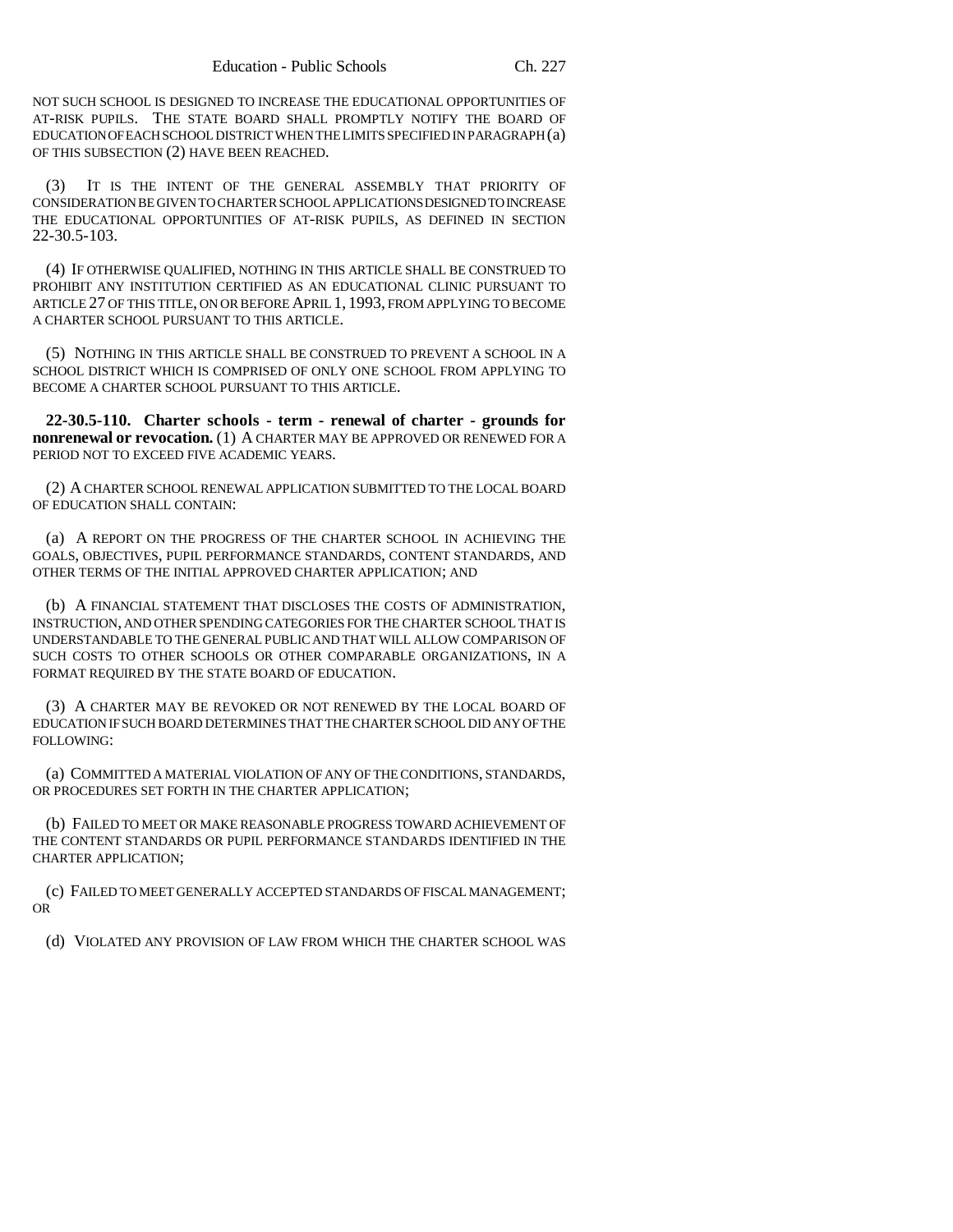NOT SUCH SCHOOL IS DESIGNED TO INCREASE THE EDUCATIONAL OPPORTUNITIES OF AT-RISK PUPILS. THE STATE BOARD SHALL PROMPTLY NOTIFY THE BOARD OF EDUCATION OF EACH SCHOOL DISTRICT WHEN THE LIMITS SPECIFIED IN PARAGRAPH (a) OF THIS SUBSECTION (2) HAVE BEEN REACHED.

(3) IT IS THE INTENT OF THE GENERAL ASSEMBLY THAT PRIORITY OF CONSIDERATION BE GIVEN TO CHARTER SCHOOL APPLICATIONS DESIGNED TO INCREASE THE EDUCATIONAL OPPORTUNITIES OF AT-RISK PUPILS, AS DEFINED IN SECTION 22-30.5-103.

(4) IF OTHERWISE QUALIFIED, NOTHING IN THIS ARTICLE SHALL BE CONSTRUED TO PROHIBIT ANY INSTITUTION CERTIFIED AS AN EDUCATIONAL CLINIC PURSUANT TO ARTICLE 27 OF THIS TITLE, ON OR BEFORE APRIL 1, 1993, FROM APPLYING TO BECOME A CHARTER SCHOOL PURSUANT TO THIS ARTICLE.

(5) NOTHING IN THIS ARTICLE SHALL BE CONSTRUED TO PREVENT A SCHOOL IN A SCHOOL DISTRICT WHICH IS COMPRISED OF ONLY ONE SCHOOL FROM APPLYING TO BECOME A CHARTER SCHOOL PURSUANT TO THIS ARTICLE.

**22-30.5-110. Charter schools - term - renewal of charter - grounds for nonrenewal or revocation.** (1) A CHARTER MAY BE APPROVED OR RENEWED FOR A PERIOD NOT TO EXCEED FIVE ACADEMIC YEARS.

(2) A CHARTER SCHOOL RENEWAL APPLICATION SUBMITTED TO THE LOCAL BOARD OF EDUCATION SHALL CONTAIN:

(a) A REPORT ON THE PROGRESS OF THE CHARTER SCHOOL IN ACHIEVING THE GOALS, OBJECTIVES, PUPIL PERFORMANCE STANDARDS, CONTENT STANDARDS, AND OTHER TERMS OF THE INITIAL APPROVED CHARTER APPLICATION; AND

(b) A FINANCIAL STATEMENT THAT DISCLOSES THE COSTS OF ADMINISTRATION, INSTRUCTION, AND OTHER SPENDING CATEGORIES FOR THE CHARTER SCHOOL THAT IS UNDERSTANDABLE TO THE GENERAL PUBLIC AND THAT WILL ALLOW COMPARISON OF SUCH COSTS TO OTHER SCHOOLS OR OTHER COMPARABLE ORGANIZATIONS, IN A FORMAT REQUIRED BY THE STATE BOARD OF EDUCATION.

(3) A CHARTER MAY BE REVOKED OR NOT RENEWED BY THE LOCAL BOARD OF EDUCATION IF SUCH BOARD DETERMINES THAT THE CHARTER SCHOOL DID ANY OF THE FOLLOWING:

(a) COMMITTED A MATERIAL VIOLATION OF ANY OF THE CONDITIONS, STANDARDS, OR PROCEDURES SET FORTH IN THE CHARTER APPLICATION;

(b) FAILED TO MEET OR MAKE REASONABLE PROGRESS TOWARD ACHIEVEMENT OF THE CONTENT STANDARDS OR PUPIL PERFORMANCE STANDARDS IDENTIFIED IN THE CHARTER APPLICATION;

(c) FAILED TO MEET GENERALLY ACCEPTED STANDARDS OF FISCAL MANAGEMENT; OR

(d) VIOLATED ANY PROVISION OF LAW FROM WHICH THE CHARTER SCHOOL WAS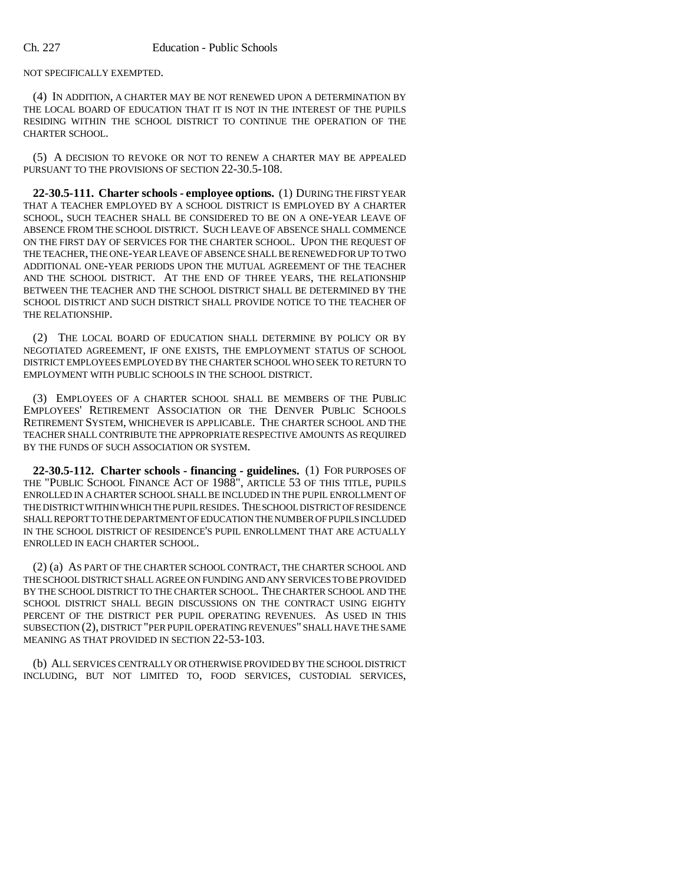NOT SPECIFICALLY EXEMPTED.

(4) IN ADDITION, A CHARTER MAY BE NOT RENEWED UPON A DETERMINATION BY THE LOCAL BOARD OF EDUCATION THAT IT IS NOT IN THE INTEREST OF THE PUPILS RESIDING WITHIN THE SCHOOL DISTRICT TO CONTINUE THE OPERATION OF THE CHARTER SCHOOL.

(5) A DECISION TO REVOKE OR NOT TO RENEW A CHARTER MAY BE APPEALED PURSUANT TO THE PROVISIONS OF SECTION 22-30.5-108.

**22-30.5-111. Charter schools - employee options.** (1) DURING THE FIRST YEAR THAT A TEACHER EMPLOYED BY A SCHOOL DISTRICT IS EMPLOYED BY A CHARTER SCHOOL, SUCH TEACHER SHALL BE CONSIDERED TO BE ON A ONE-YEAR LEAVE OF ABSENCE FROM THE SCHOOL DISTRICT. SUCH LEAVE OF ABSENCE SHALL COMMENCE ON THE FIRST DAY OF SERVICES FOR THE CHARTER SCHOOL. UPON THE REQUEST OF THE TEACHER, THE ONE-YEAR LEAVE OF ABSENCE SHALL BE RENEWED FOR UP TO TWO ADDITIONAL ONE-YEAR PERIODS UPON THE MUTUAL AGREEMENT OF THE TEACHER AND THE SCHOOL DISTRICT. AT THE END OF THREE YEARS, THE RELATIONSHIP BETWEEN THE TEACHER AND THE SCHOOL DISTRICT SHALL BE DETERMINED BY THE SCHOOL DISTRICT AND SUCH DISTRICT SHALL PROVIDE NOTICE TO THE TEACHER OF THE RELATIONSHIP.

(2) THE LOCAL BOARD OF EDUCATION SHALL DETERMINE BY POLICY OR BY NEGOTIATED AGREEMENT, IF ONE EXISTS, THE EMPLOYMENT STATUS OF SCHOOL DISTRICT EMPLOYEES EMPLOYED BY THE CHARTER SCHOOL WHO SEEK TO RETURN TO EMPLOYMENT WITH PUBLIC SCHOOLS IN THE SCHOOL DISTRICT.

(3) EMPLOYEES OF A CHARTER SCHOOL SHALL BE MEMBERS OF THE PUBLIC EMPLOYEES' RETIREMENT ASSOCIATION OR THE DENVER PUBLIC SCHOOLS RETIREMENT SYSTEM, WHICHEVER IS APPLICABLE. THE CHARTER SCHOOL AND THE TEACHER SHALL CONTRIBUTE THE APPROPRIATE RESPECTIVE AMOUNTS AS REQUIRED BY THE FUNDS OF SUCH ASSOCIATION OR SYSTEM.

**22-30.5-112. Charter schools - financing - guidelines.** (1) FOR PURPOSES OF THE "PUBLIC SCHOOL FINANCE ACT OF 1988", ARTICLE 53 OF THIS TITLE, PUPILS ENROLLED IN A CHARTER SCHOOL SHALL BE INCLUDED IN THE PUPIL ENROLLMENT OF THE DISTRICT WITHIN WHICH THE PUPIL RESIDES. THE SCHOOL DISTRICT OF RESIDENCE SHALL REPORT TO THE DEPARTMENT OF EDUCATION THE NUMBER OF PUPILS INCLUDED IN THE SCHOOL DISTRICT OF RESIDENCE'S PUPIL ENROLLMENT THAT ARE ACTUALLY ENROLLED IN EACH CHARTER SCHOOL.

(2) (a) AS PART OF THE CHARTER SCHOOL CONTRACT, THE CHARTER SCHOOL AND THE SCHOOL DISTRICT SHALL AGREE ON FUNDING AND ANY SERVICES TO BE PROVIDED BY THE SCHOOL DISTRICT TO THE CHARTER SCHOOL. THE CHARTER SCHOOL AND THE SCHOOL DISTRICT SHALL BEGIN DISCUSSIONS ON THE CONTRACT USING EIGHTY PERCENT OF THE DISTRICT PER PUPIL OPERATING REVENUES. AS USED IN THIS SUBSECTION (2), DISTRICT "PER PUPIL OPERATING REVENUES" SHALL HAVE THE SAME MEANING AS THAT PROVIDED IN SECTION 22-53-103.

(b) ALL SERVICES CENTRALLY OR OTHERWISE PROVIDED BY THE SCHOOL DISTRICT INCLUDING, BUT NOT LIMITED TO, FOOD SERVICES, CUSTODIAL SERVICES,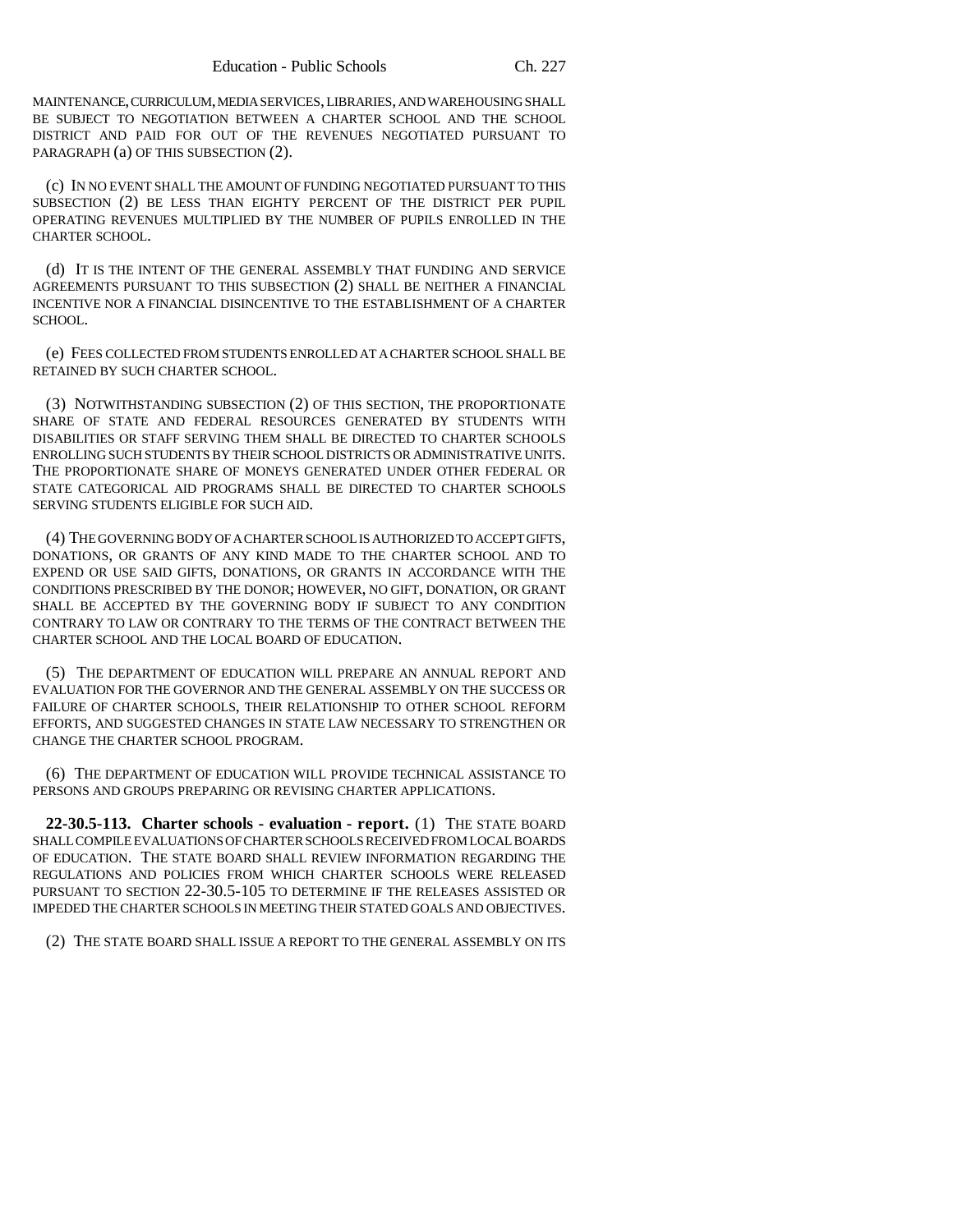MAINTENANCE, CURRICULUM, MEDIA SERVICES, LIBRARIES, AND WAREHOUSING SHALL BE SUBJECT TO NEGOTIATION BETWEEN A CHARTER SCHOOL AND THE SCHOOL DISTRICT AND PAID FOR OUT OF THE REVENUES NEGOTIATED PURSUANT TO PARAGRAPH (a) OF THIS SUBSECTION (2).

(c) IN NO EVENT SHALL THE AMOUNT OF FUNDING NEGOTIATED PURSUANT TO THIS SUBSECTION (2) BE LESS THAN EIGHTY PERCENT OF THE DISTRICT PER PUPIL OPERATING REVENUES MULTIPLIED BY THE NUMBER OF PUPILS ENROLLED IN THE CHARTER SCHOOL.

(d) IT IS THE INTENT OF THE GENERAL ASSEMBLY THAT FUNDING AND SERVICE AGREEMENTS PURSUANT TO THIS SUBSECTION (2) SHALL BE NEITHER A FINANCIAL INCENTIVE NOR A FINANCIAL DISINCENTIVE TO THE ESTABLISHMENT OF A CHARTER SCHOOL.

(e) FEES COLLECTED FROM STUDENTS ENROLLED AT A CHARTER SCHOOL SHALL BE RETAINED BY SUCH CHARTER SCHOOL.

(3) NOTWITHSTANDING SUBSECTION (2) OF THIS SECTION, THE PROPORTIONATE SHARE OF STATE AND FEDERAL RESOURCES GENERATED BY STUDENTS WITH DISABILITIES OR STAFF SERVING THEM SHALL BE DIRECTED TO CHARTER SCHOOLS ENROLLING SUCH STUDENTS BY THEIR SCHOOL DISTRICTS OR ADMINISTRATIVE UNITS. THE PROPORTIONATE SHARE OF MONEYS GENERATED UNDER OTHER FEDERAL OR STATE CATEGORICAL AID PROGRAMS SHALL BE DIRECTED TO CHARTER SCHOOLS SERVING STUDENTS ELIGIBLE FOR SUCH AID.

(4) THE GOVERNING BODY OF A CHARTER SCHOOL IS AUTHORIZED TO ACCEPT GIFTS, DONATIONS, OR GRANTS OF ANY KIND MADE TO THE CHARTER SCHOOL AND TO EXPEND OR USE SAID GIFTS, DONATIONS, OR GRANTS IN ACCORDANCE WITH THE CONDITIONS PRESCRIBED BY THE DONOR; HOWEVER, NO GIFT, DONATION, OR GRANT SHALL BE ACCEPTED BY THE GOVERNING BODY IF SUBJECT TO ANY CONDITION CONTRARY TO LAW OR CONTRARY TO THE TERMS OF THE CONTRACT BETWEEN THE CHARTER SCHOOL AND THE LOCAL BOARD OF EDUCATION.

(5) THE DEPARTMENT OF EDUCATION WILL PREPARE AN ANNUAL REPORT AND EVALUATION FOR THE GOVERNOR AND THE GENERAL ASSEMBLY ON THE SUCCESS OR FAILURE OF CHARTER SCHOOLS, THEIR RELATIONSHIP TO OTHER SCHOOL REFORM EFFORTS, AND SUGGESTED CHANGES IN STATE LAW NECESSARY TO STRENGTHEN OR CHANGE THE CHARTER SCHOOL PROGRAM.

(6) THE DEPARTMENT OF EDUCATION WILL PROVIDE TECHNICAL ASSISTANCE TO PERSONS AND GROUPS PREPARING OR REVISING CHARTER APPLICATIONS.

**22-30.5-113. Charter schools - evaluation - report.** (1) THE STATE BOARD SHALL COMPILE EVALUATIONS OF CHARTER SCHOOLS RECEIVED FROM LOCAL BOARDS OF EDUCATION. THE STATE BOARD SHALL REVIEW INFORMATION REGARDING THE REGULATIONS AND POLICIES FROM WHICH CHARTER SCHOOLS WERE RELEASED PURSUANT TO SECTION 22-30.5-105 TO DETERMINE IF THE RELEASES ASSISTED OR IMPEDED THE CHARTER SCHOOLS IN MEETING THEIR STATED GOALS AND OBJECTIVES.

(2) THE STATE BOARD SHALL ISSUE A REPORT TO THE GENERAL ASSEMBLY ON ITS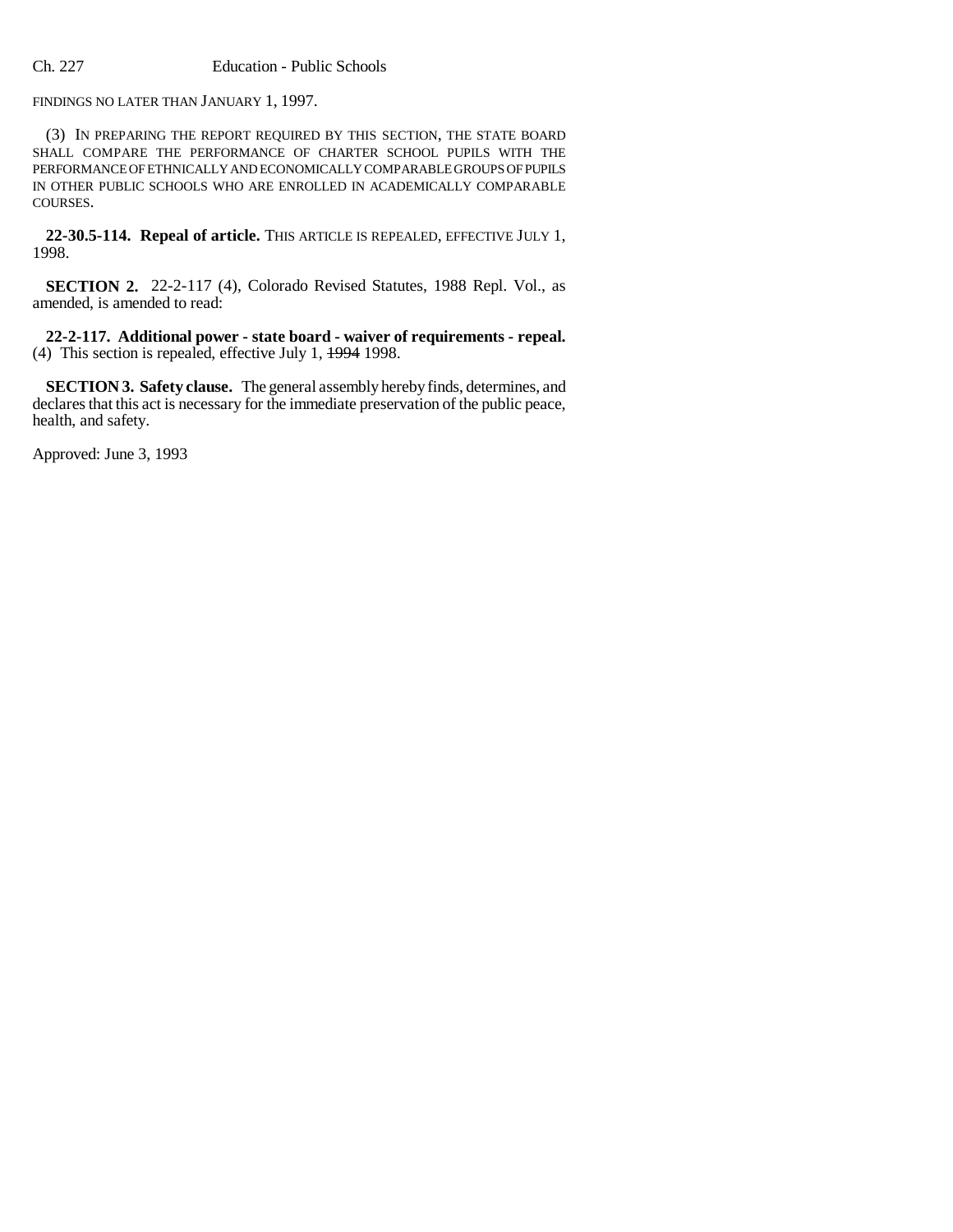FINDINGS NO LATER THAN JANUARY 1, 1997.

(3) IN PREPARING THE REPORT REQUIRED BY THIS SECTION, THE STATE BOARD SHALL COMPARE THE PERFORMANCE OF CHARTER SCHOOL PUPILS WITH THE PERFORMANCE OF ETHNICALLY AND ECONOMICALLY COMPARABLE GROUPS OF PUPILS IN OTHER PUBLIC SCHOOLS WHO ARE ENROLLED IN ACADEMICALLY COMPARABLE COURSES.

**22-30.5-114. Repeal of article.** THIS ARTICLE IS REPEALED, EFFECTIVE JULY 1, 1998.

**SECTION 2.** 22-2-117 (4), Colorado Revised Statutes, 1988 Repl. Vol., as amended, is amended to read:

**22-2-117. Additional power - state board - waiver of requirements - repeal.** (4) This section is repealed, effective July 1, ~~1994~~ 1998.

**SECTION 3. Safety clause.** The general assembly hereby finds, determines, and declares that this act is necessary for the immediate preservation of the public peace, health, and safety.

Approved: June 3, 1993